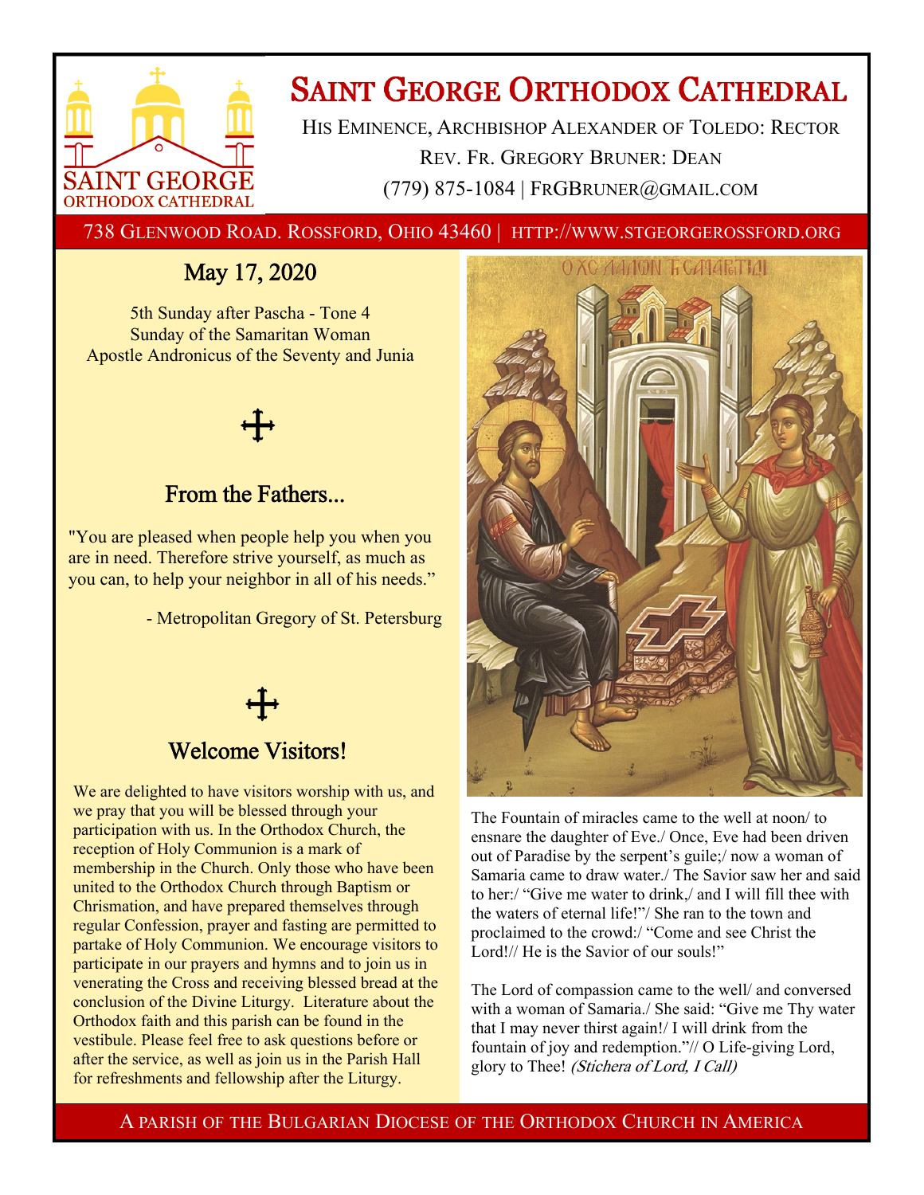# Saint George Orthodox Cathedral

His Eminence, Archbishop Alexander of Toledo: Rector

Rev. Fr. Gregory Bruner: Dean

(779) 875-1084 | FRGBruner@gmail.com

738 Glenwood Road. Rossford, Ohio 43460 | http://www.stgeorgerossford.org

## May 17, 2020

5th Sunday after Pascha - Tone 4

Sunday of the Samaritan Woman

Apostle Andronicus of the Seventy and Junia

## From the Fathers...

"You are pleased when people help you when you are in need. Therefore strive yourself, as much as you can, to help your neighbor in all of his needs."

- Metropolitan Gregory of St. Petersburg

## Welcome Visitors!

We are delighted to have visitors worship with us, and we pray that you will be blessed through your participation with us. In the Orthodox Church, the reception of Holy Communion is a mark of membership in the Church. Only those who have been united to the Orthodox Church through Baptism or Chrismation, and have prepared themselves through regular Confession, prayer and fasting are permitted to partake of Holy Communion. We encourage visitors to participate in our prayers and hymns and to join us in venerating the Cross and receiving blessed bread at the conclusion of the Divine Liturgy. Literature about the Orthodox faith and this parish can be found in the vestibule. Please feel free to ask questions before or after the service, as well as join us in the Parish Hall for refreshments and fellowship after the Liturgy.

The Fountain of miracles came to the well at noon/ to ensnare the daughter of Eve./ Once, Eve had been driven out of Paradise by the serpent's guile;/ now a woman of Samaria came to draw water./ The Savior saw her and said to her:/ "Give me water to drink,/ and I will fill thee with the waters of eternal life!"/ She ran to the town and proclaimed to the crowd:/ "Come and see Christ the Lord!// He is the Savior of our souls!"

The Lord of compassion came to the well/ and conversed with a woman of Samaria./ She said: "Give me Thy water that I may never thirst again!/ I will drink from the fountain of joy and redemption."// O Life-giving Lord, glory to Thee! *(Stichera of Lord, I Call)*

A parish of the Bulgarian Diocese of the Orthodox Church in America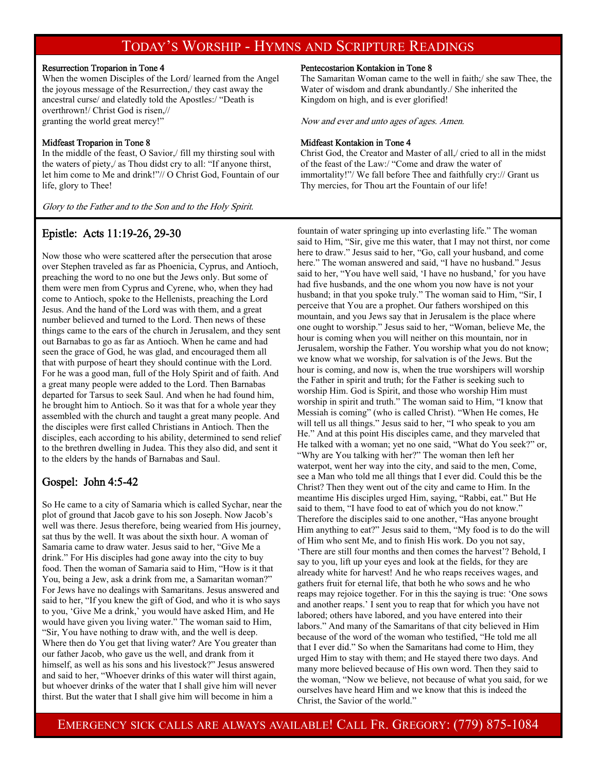# Today's Worship - Hymns and Scripture Readings

**Resurrection Troparion in Tone 4**
When the women Disciples of the Lord/ learned from the Angel the joyous message of the Resurrection,/ they cast away the ancestral curse/ and elatedly told the Apostles:/ "Death is overthrown!/ Christ God is risen,//
granting the world great mercy!"

**Midfeast Troparion in Tone 8**
In the middle of the feast, O Savior,/ fill my thirsting soul with the waters of piety,/ as Thou didst cry to all: "If anyone thirst, let him come to Me and drink!"// O Christ God, Fountain of our life, glory to Thee!

*Glory to the Father and to the Son and to the Holy Spirit.*

**Pentecostarion Kontakion in Tone 8**
The Samaritan Woman came to the well in faith;/ she saw Thee, the Water of wisdom and drank abundantly./ She inherited the Kingdom on high, and is ever glorified!

*Now and ever and unto ages of ages. Amen.*

**Midfeast Kontakion in Tone 4**
Christ God, the Creator and Master of all,/ cried to all in the midst of the feast of the Law:/ "Come and draw the water of immortality!"/ We fall before Thee and faithfully cry:// Grant us Thy mercies, for Thou art the Fountain of our life!

## Epistle: Acts 11:19-26, 29-30

Now those who were scattered after the persecution that arose over Stephen traveled as far as Phoenicia, Cyprus, and Antioch, preaching the word to no one but the Jews only. But some of them were men from Cyprus and Cyrene, who, when they had come to Antioch, spoke to the Hellenists, preaching the Lord Jesus. And the hand of the Lord was with them, and a great number believed and turned to the Lord. Then news of these things came to the ears of the church in Jerusalem, and they sent out Barnabas to go as far as Antioch. When he came and had seen the grace of God, he was glad, and encouraged them all that with purpose of heart they should continue with the Lord. For he was a good man, full of the Holy Spirit and of faith. And a great many people were added to the Lord. Then Barnabas departed for Tarsus to seek Saul. And when he had found him, he brought him to Antioch. So it was that for a whole year they assembled with the church and taught a great many people. And the disciples were first called Christians in Antioch. Then the disciples, each according to his ability, determined to send relief to the brethren dwelling in Judea. This they also did, and sent it to the elders by the hands of Barnabas and Saul.

## Gospel: John 4:5-42

So He came to a city of Samaria which is called Sychar, near the plot of ground that Jacob gave to his son Joseph. Now Jacob's well was there. Jesus therefore, being wearied from His journey, sat thus by the well. It was about the sixth hour. A woman of Samaria came to draw water. Jesus said to her, "Give Me a drink." For His disciples had gone away into the city to buy food. Then the woman of Samaria said to Him, "How is it that You, being a Jew, ask a drink from me, a Samaritan woman?" For Jews have no dealings with Samaritans. Jesus answered and said to her, "If you knew the gift of God, and who it is who says to you, 'Give Me a drink,' you would have asked Him, and He would have given you living water." The woman said to Him, "Sir, You have nothing to draw with, and the well is deep. Where then do You get that living water? Are You greater than our father Jacob, who gave us the well, and drank from it himself, as well as his sons and his livestock?" Jesus answered and said to her, "Whoever drinks of this water will thirst again, but whoever drinks of the water that I shall give him will never thirst. But the water that I shall give him will become in him a fountain of water springing up into everlasting life." The woman said to Him, "Sir, give me this water, that I may not thirst, nor come here to draw." Jesus said to her, "Go, call your husband, and come here." The woman answered and said, "I have no husband." Jesus said to her, "You have well said, 'I have no husband,' for you have had five husbands, and the one whom you now have is not your husband; in that you spoke truly." The woman said to Him, "Sir, I perceive that You are a prophet. Our fathers worshiped on this mountain, and you Jews say that in Jerusalem is the place where one ought to worship." Jesus said to her, "Woman, believe Me, the hour is coming when you will neither on this mountain, nor in Jerusalem, worship the Father. You worship what you do not know; we know what we worship, for salvation is of the Jews. But the hour is coming, and now is, when the true worshipers will worship the Father in spirit and truth; for the Father is seeking such to worship Him. God is Spirit, and those who worship Him must worship in spirit and truth." The woman said to Him, "I know that Messiah is coming" (who is called Christ). "When He comes, He will tell us all things." Jesus said to her, "I who speak to you am He." And at this point His disciples came, and they marveled that He talked with a woman; yet no one said, "What do You seek?" or, "Why are You talking with her?" The woman then left her waterpot, went her way into the city, and said to the men, Come, see a Man who told me all things that I ever did. Could this be the Christ? Then they went out of the city and came to Him. In the meantime His disciples urged Him, saying, "Rabbi, eat." But He said to them, "I have food to eat of which you do not know." Therefore the disciples said to one another, "Has anyone brought Him anything to eat?" Jesus said to them, "My food is to do the will of Him who sent Me, and to finish His work. Do you not say, 'There are still four months and then comes the harvest'? Behold, I say to you, lift up your eyes and look at the fields, for they are already white for harvest! And he who reaps receives wages, and gathers fruit for eternal life, that both he who sows and he who reaps may rejoice together. For in this the saying is true: 'One sows and another reaps.' I sent you to reap that for which you have not labored; others have labored, and you have entered into their labors." And many of the Samaritans of that city believed in Him because of the word of the woman who testified, "He told me all that I ever did." So when the Samaritans had come to Him, they urged Him to stay with them; and He stayed there two days. And many more believed because of His own word. Then they said to the woman, "Now we believe, not because of what you said, for we ourselves have heard Him and we know that this is indeed the Christ, the Savior of the world."

Emergency sick calls are always available! Call Fr. Gregory: (779) 875-1084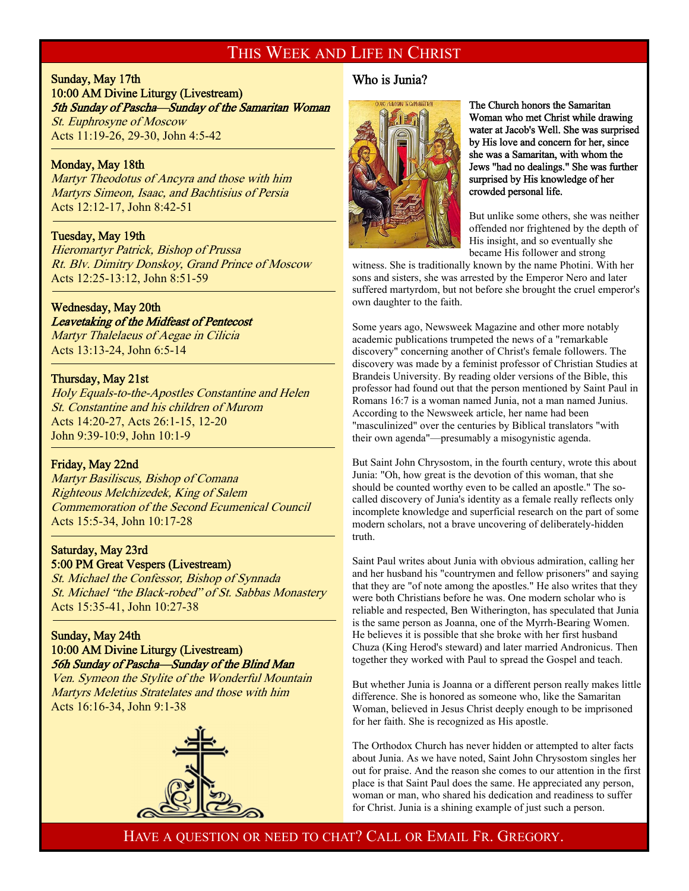## This Week and Life in Christ

**Sunday, May 17th**
**10:00 AM Divine Liturgy (Livestream)**
***5th Sunday of Pascha—Sunday of the Samaritan Woman***
*St. Euphrosyne of Moscow*
Acts 11:19-26, 29-30, John 4:5-42

---

**Monday, May 18th**
*Martyr Theodotus of Ancyra and those with him*
*Martyrs Simeon, Isaac, and Bachtisius of Persia*
Acts 12:12-17, John 8:42-51

---

**Tuesday, May 19th**
*Hieromartyr Patrick, Bishop of Prussa*
*Rt. Blv. Dimitry Donskoy, Grand Prince of Moscow*
Acts 12:25-13:12, John 8:51-59

---

**Wednesday, May 20th**
***Leavetaking of the Midfeast of Pentecost***
*Martyr Thalelaeus of Aegae in Cilicia*
Acts 13:13-24, John 6:5-14

---

**Thursday, May 21st**
*Holy Equals-to-the-Apostles Constantine and Helen*
*St. Constantine and his children of Murom*
Acts 14:20-27, Acts 26:1-15, 12-20
John 9:39-10:9, John 10:1-9

---

**Friday, May 22nd**
*Martyr Basiliscus, Bishop of Comana*
*Righteous Melchizedek, King of Salem*
*Commemoration of the Second Ecumenical Council*
Acts 15:5-34, John 10:17-28

---

**Saturday, May 23rd**
**5:00 PM Great Vespers (Livestream)**
*St. Michael the Confessor, Bishop of Synnada*
*St. Michael "the Black-robed" of St. Sabbas Monastery*
Acts 15:35-41, John 10:27-38

---

**Sunday, May 24th**
**10:00 AM Divine Liturgy (Livestream)**
***56h Sunday of Pascha—Sunday of the Blind Man***
*Ven. Symeon the Stylite of the Wonderful Mountain*
*Martyrs Meletius Stratelates and those with him*
Acts 16:16-34, John 9:1-38

## Who is Junia?

The Church honors the Samaritan Woman who met Christ while drawing water at Jacob's Well. She was surprised by His love and concern for her, since she was a Samaritan, with whom the Jews "had no dealings." She was further surprised by His knowledge of her crowded personal life.

But unlike some others, she was neither offended nor frightened by the depth of His insight, and so eventually she became His follower and strong witness. She is traditionally known by the name Photini. With her sons and sisters, she was arrested by the Emperor Nero and later suffered martyrdom, but not before she brought the cruel emperor's own daughter to the faith.

Some years ago, Newsweek Magazine and other more notably academic publications trumpeted the news of a "remarkable discovery" concerning another of Christ's female followers. The discovery was made by a feminist professor of Christian Studies at Brandeis University. By reading older versions of the Bible, this professor had found out that the person mentioned by Saint Paul in Romans 16:7 is a woman named Junia, not a man named Junius. According to the Newsweek article, her name had been "masculinized" over the centuries by Biblical translators "with their own agenda"—presumably a misogynistic agenda.

But Saint John Chrysostom, in the fourth century, wrote this about Junia: "Oh, how great is the devotion of this woman, that she should be counted worthy even to be called an apostle." The so-called discovery of Junia's identity as a female really reflects only incomplete knowledge and superficial research on the part of some modern scholars, not a brave uncovering of deliberately-hidden truth.

Saint Paul writes about Junia with obvious admiration, calling her and her husband his "countrymen and fellow prisoners" and saying that they are "of note among the apostles." He also writes that they were both Christians before he was. One modern scholar who is reliable and respected, Ben Witherington, has speculated that Junia is the same person as Joanna, one of the Myrrh-Bearing Women. He believes it is possible that she broke with her first husband Chuza (King Herod's steward) and later married Andronicus. Then together they worked with Paul to spread the Gospel and teach.

But whether Junia is Joanna or a different person really makes little difference. She is honored as someone who, like the Samaritan Woman, believed in Jesus Christ deeply enough to be imprisoned for her faith. She is recognized as His apostle.

The Orthodox Church has never hidden or attempted to alter facts about Junia. As we have noted, Saint John Chrysostom singles her out for praise. And the reason she comes to our attention in the first place is that Saint Paul does the same. He appreciated any person, woman or man, who shared his dedication and readiness to suffer for Christ. Junia is a shining example of just such a person.

Have a question or need to chat? Call or Email Fr. Gregory.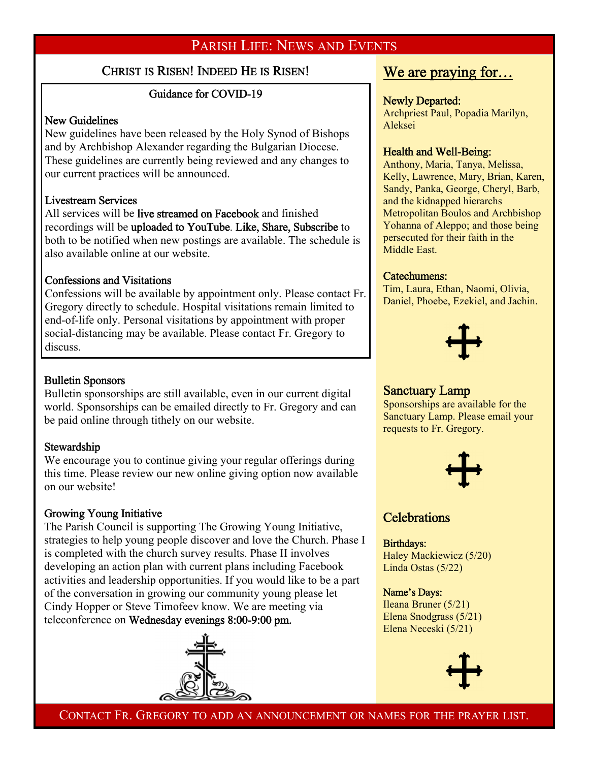# Parish Life: News and Events

## Christ is Risen! Indeed He is Risen!

### Guidance for COVID-19

**New Guidelines**
New guidelines have been released by the Holy Synod of Bishops and by Archbishop Alexander regarding the Bulgarian Diocese. These guidelines are currently being reviewed and any changes to our current practices will be announced.

**Livestream Services**
All services will be live streamed on Facebook and finished recordings will be uploaded to YouTube. Like, Share, Subscribe to both to be notified when new postings are available. The schedule is also available online at our website.

**Confessions and Visitations**
Confessions will be available by appointment only. Please contact Fr. Gregory directly to schedule. Hospital visitations remain limited to end-of-life only. Personal visitations by appointment with proper social-distancing may be available. Please contact Fr. Gregory to discuss.

**Bulletin Sponsors**
Bulletin sponsorships are still available, even in our current digital world. Sponsorships can be emailed directly to Fr. Gregory and can be paid online through tithely on our website.

**Stewardship**
We encourage you to continue giving your regular offerings during this time. Please review our new online giving option now available on our website!

**Growing Young Initiative**
The Parish Council is supporting The Growing Young Initiative, strategies to help young people discover and love the Church. Phase I is completed with the church survey results. Phase II involves developing an action plan with current plans including Facebook activities and leadership opportunities. If you would like to be a part of the conversation in growing our community young please let Cindy Hopper or Steve Timofeev know. We are meeting via teleconference on Wednesday evenings 8:00-9:00 pm.

## We are praying for…

**Newly Departed:**
Archpriest Paul, Popadia Marilyn, Aleksei

**Health and Well-Being:**
Anthony, Maria, Tanya, Melissa, Kelly, Lawrence, Mary, Brian, Karen, Sandy, Panka, George, Cheryl, Barb, and the kidnapped hierarchs Metropolitan Boulos and Archbishop Yohanna of Aleppo; and those being persecuted for their faith in the Middle East.

**Catechumens:**
Tim, Laura, Ethan, Naomi, Olivia, Daniel, Phoebe, Ezekiel, and Jachin.

## Sanctuary Lamp

Sponsorships are available for the Sanctuary Lamp. Please email your requests to Fr. Gregory.

## Celebrations

**Birthdays:**
Haley Mackiewicz (5/20)
Linda Ostas (5/22)

**Name's Days:**
Ileana Bruner (5/21)
Elena Snodgrass (5/21)
Elena Neceski (5/21)

Contact Fr. Gregory to add an announcement or names for the prayer list.